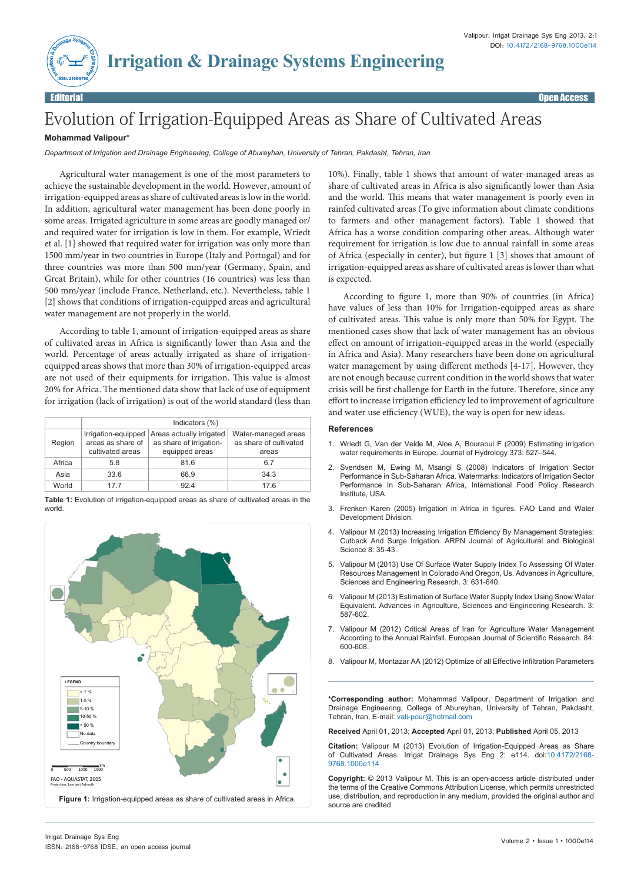Editorial — Open Access

# Evolution of Irrigation-Equipped Areas as Share of Cultivated Areas

**Mohammad Valipour***

*Department of Irrigation and Drainage Engineering, College of Abureyhan, University of Tehran, Pakdasht, Tehran, Iran*

Agricultural water management is one of the most parameters to achieve the sustainable development in the world. However, amount of irrigation-equipped areas as share of cultivated areas is low in the world. In addition, agricultural water management has been done poorly in some areas. Irrigated agriculture in some areas are goodly managed or/and required water for irrigation is low in them. For example, Wriedt et al. [1] showed that required water for irrigation was only more than 1500 mm/year in two countries in Europe (Italy and Portugal) and for three countries was more than 500 mm/year (Germany, Spain, and Great Britain), while for other countries (16 countries) was less than 500 mm/year (include France, Netherland, etc.). Nevertheless, table 1 [2] shows that conditions of irrigation-equipped areas and agricultural water management are not properly in the world.

According to table 1, amount of irrigation-equipped areas as share of cultivated areas in Africa is significantly lower than Asia and the world. Percentage of areas actually irrigated as share of irrigation-equipped areas shows that more than 30% of irrigation-equipped areas are not used of their equipments for irrigation. This value is almost 20% for Africa. The mentioned data show that lack of use of equipment for irrigation (lack of irrigation) is out of the world standard (less than 10%). Finally, table 1 shows that amount of water-managed areas as share of cultivated areas in Africa is also significantly lower than Asia and the world. This means that water management is poorly even in rainfed cultivated areas (To give information about climate conditions to farmers and other management factors). Table 1 showed that Africa has a worse condition comparing other areas. Although water requirement for irrigation is low due to annual rainfall in some areas of Africa (especially in center), but figure 1 [3] shows that amount of irrigation-equipped areas as share of cultivated areas is lower than what is expected.

| Region | Indicators (%) | | |
|---|---|---|---|
| | Irrigation-equipped areas as share of cultivated areas | Areas actually irrigated as share of irrigation-equipped areas | Water-managed areas as share of cultivated areas |
| Africa | 5.8 | 81.6 | 6.7 |
| Asia | 33.6 | 66.9 | 34.3 |
| World | 17.7 | 92.4 | 17.6 |

**Table 1:** Evolution of irrigation-equipped areas as share of cultivated areas in the world.

**Figure 1:** Irrigation-equipped areas as share of cultivated areas in Africa.

According to figure 1, more than 90% of countries (in Africa) have values of less than 10% for Irrigation-equipped areas as share of cultivated areas. This value is only more than 50% for Egypt. The mentioned cases show that lack of water management has an obvious effect on amount of irrigation-equipped areas in the world (especially in Africa and Asia). Many researchers have been done on agricultural water management by using different methods [4-17]. However, they are not enough because current condition in the world shows that water crisis will be first challenge for Earth in the future. Therefore, since any effort to increase irrigation efficiency led to improvement of agriculture and water use efficiency (WUE), the way is open for new ideas.

## References

1. Wriedt G, Van der Velde M, Aloe A, Bouraoui F (2009) Estimating irrigation water requirements in Europe. Journal of Hydrology 373: 527–544.
2. Svendsen M, Ewing M, Msangi S (2008) Indicators of Irrigation Sector Performance in Sub-Saharan Africa. Watermarks: Indicators of Irrigation Sector Performance In Sub-Saharan Africa, International Food Policy Research Institute, USA.
3. Frenken Karen (2005) Irrigation in Africa in figures. FAO Land and Water Development Division.
4. Valipour M (2013) Increasing Irrigation Efficiency By Management Strategies: Cutback And Surge Irrigation. ARPN Journal of Agricultural and Biological Science 8: 35-43.
5. Valipour M (2013) Use Of Surface Water Supply Index To Assessing Of Water Resources Management In Colorado And Oregon, Us. Advances in Agriculture, Sciences and Engineering Research. 3: 631-640.
6. Valipour M (2013) Estimation of Surface Water Supply Index Using Snow Water Equivalent. Advances in Agriculture, Sciences and Engineering Research. 3: 587-602.
7. Valipour M (2012) Critical Areas of Iran for Agriculture Water Management According to the Annual Rainfall. European Journal of Scientific Research. 84: 600-608.
8. Valipour M, Montazar AA (2012) Optimize of all Effective Infiltration Parameters

**\*Corresponding author:** Mohammad Valipour, Department of Irrigation and Drainage Engineering, College of Abureyhan, University of Tehran, Pakdasht, Tehran, Iran, E-mail: vali-pour@hotmail.com

**Received** April 01, 2013; **Accepted** April 01, 2013; **Published** April 05, 2013

**Citation:** Valipour M (2013) Evolution of Irrigation-Equipped Areas as Share of Cultivated Areas. Irrigat Drainage Sys Eng 2: e114. doi:10.4172/2168-9768.1000e114

**Copyright:** © 2013 Valipour M. This is an open-access article distributed under the terms of the Creative Commons Attribution License, which permits unrestricted use, distribution, and reproduction in any medium, provided the original author and source are credited.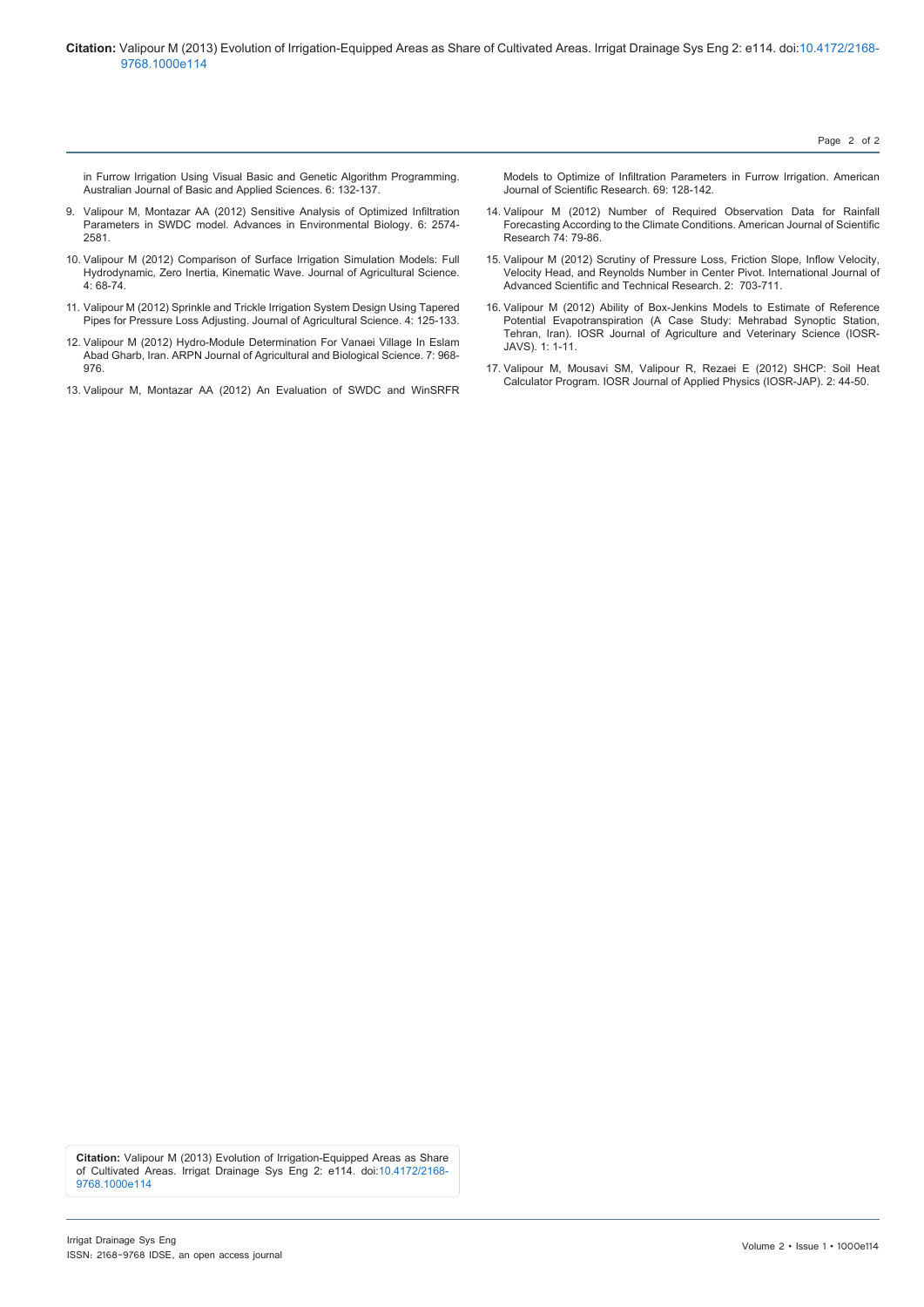in Furrow Irrigation Using Visual Basic and Genetic Algorithm Programming. Australian Journal of Basic and Applied Sciences. 6: 132-137.

9. Valipour M, Montazar AA (2012) Sensitive Analysis of Optimized Infiltration Parameters in SWDC model. Advances in Environmental Biology. 6: 2574-2581.

10. Valipour M (2012) Comparison of Surface Irrigation Simulation Models: Full Hydrodynamic, Zero Inertia, Kinematic Wave. Journal of Agricultural Science. 4: 68-74.

11. Valipour M (2012) Sprinkle and Trickle Irrigation System Design Using Tapered Pipes for Pressure Loss Adjusting. Journal of Agricultural Science. 4: 125-133.

12. Valipour M (2012) Hydro-Module Determination For Vanaei Village In Eslam Abad Gharb, Iran. ARPN Journal of Agricultural and Biological Science. 7: 968-976.

13. Valipour M, Montazar AA (2012) An Evaluation of SWDC and WinSRFR Models to Optimize of Infiltration Parameters in Furrow Irrigation. American Journal of Scientific Research. 69: 128-142.

14. Valipour M (2012) Number of Required Observation Data for Rainfall Forecasting According to the Climate Conditions. American Journal of Scientific Research 74: 79-86.

15. Valipour M (2012) Scrutiny of Pressure Loss, Friction Slope, Inflow Velocity, Velocity Head, and Reynolds Number in Center Pivot. International Journal of Advanced Scientific and Technical Research. 2: 703-711.

16. Valipour M (2012) Ability of Box-Jenkins Models to Estimate of Reference Potential Evapotranspiration (A Case Study: Mehrabad Synoptic Station, Tehran, Iran). IOSR Journal of Agriculture and Veterinary Science (IOSR-JAVS). 1: 1-11.

17. Valipour M, Mousavi SM, Valipour R, Rezaei E (2012) SHCP: Soil Heat Calculator Program. IOSR Journal of Applied Physics (IOSR-JAP). 2: 44-50.

**Citation:** Valipour M (2013) Evolution of Irrigation-Equipped Areas as Share of Cultivated Areas. Irrigat Drainage Sys Eng 2: e114. doi:10.4172/2168-9768.1000e114